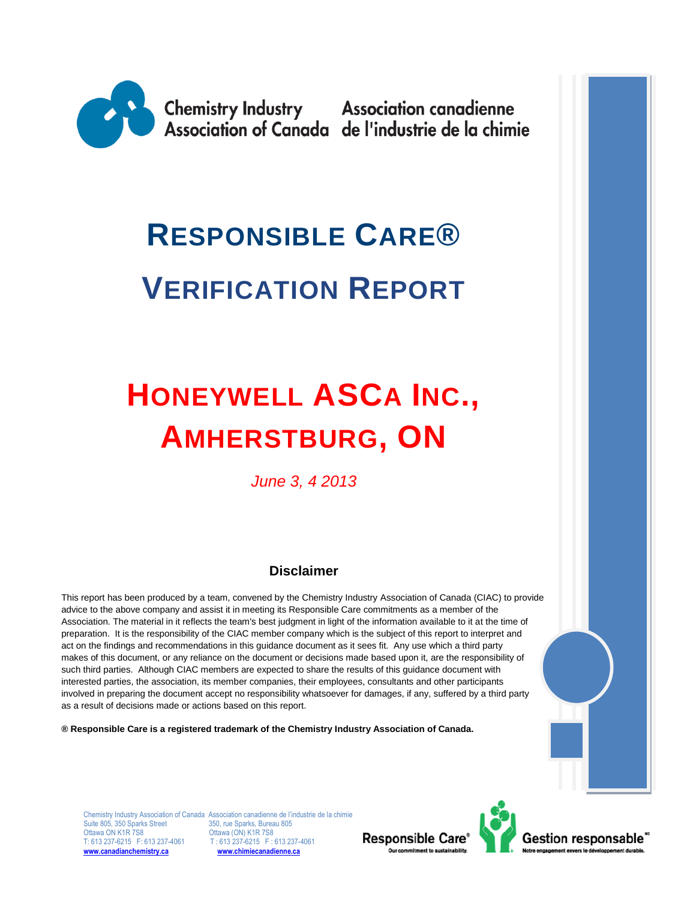Chemistry Industry Association of Canada | Association canadienne de l'industrie de la chimie

# RESPONSIBLE CARE®

# VERIFICATION REPORT

# HONEYWELL ASCA INC., AMHERSTBURG, ON

*June 3, 4 2013*

## Disclaimer

This report has been produced by a team, convened by the Chemistry Industry Association of Canada (CIAC) to provide advice to the above company and assist it in meeting its Responsible Care commitments as a member of the Association. The material in it reflects the team's best judgment in light of the information available to it at the time of preparation. It is the responsibility of the CIAC member company which is the subject of this report to interpret and act on the findings and recommendations in this guidance document as it sees fit. Any use which a third party makes of this document, or any reliance on the document or decisions made based upon it, are the responsibility of such third parties. Although CIAC members are expected to share the results of this guidance document with interested parties, the association, its member companies, their employees, consultants and other participants involved in preparing the document accept no responsibility whatsoever for damages, if any, suffered by a third party as a result of decisions made or actions based on this report.

**® Responsible Care is a registered trademark of the Chemistry Industry Association of Canada.**

Chemistry Industry Association of Canada
Suite 805, 350 Sparks Street
Ottawa ON K1R 7S8
T: 613 237-6215 F: 613 237-4061
www.canadianchemistry.ca

Association canadienne de l'industrie de la chimie
350, rue Sparks, Bureau 805
Ottawa (ON) K1R 7S8
T : 613 237-6215 F : 613 237-4061
www.chimiecanadienne.ca

Responsible Care® Our commitment to sustainability. | Gestion responsable MD Notre engagement envers le développement durable.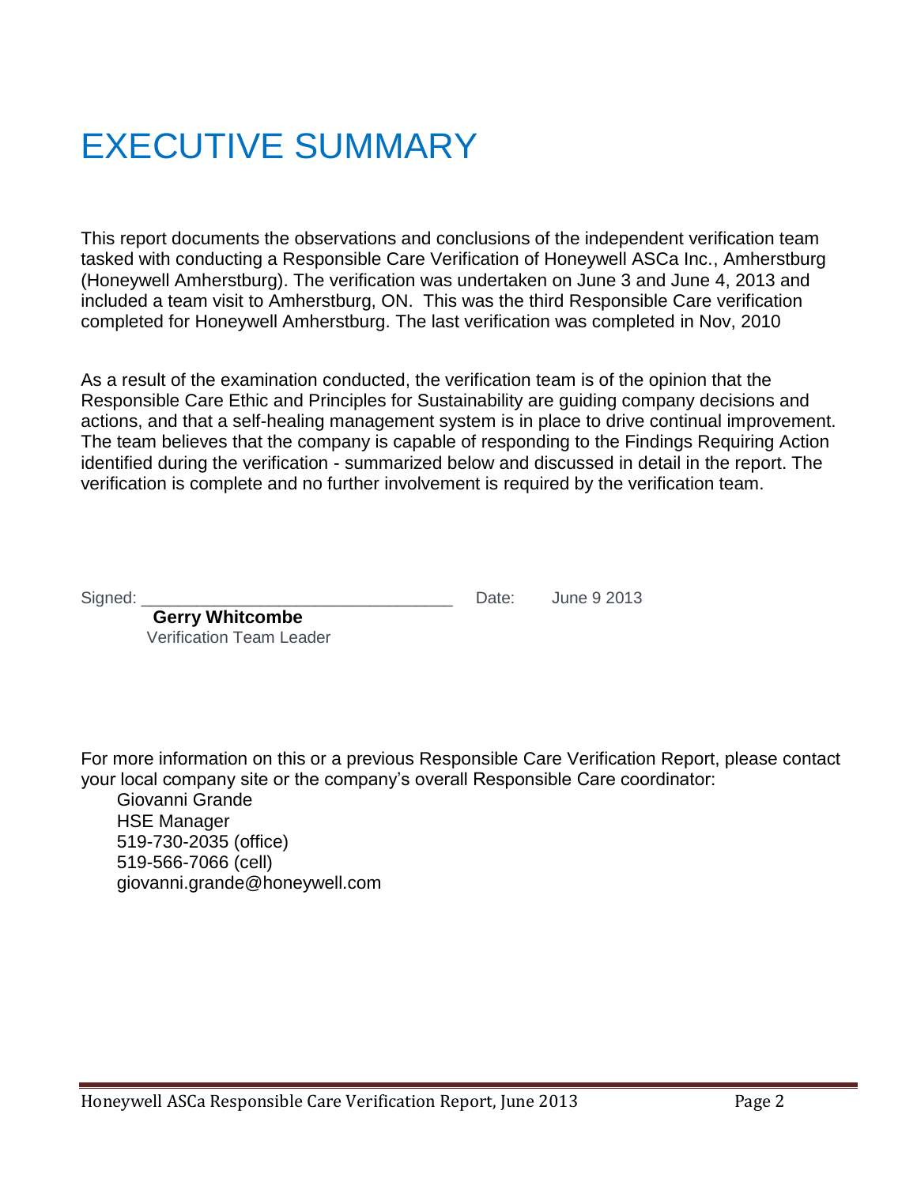# EXECUTIVE SUMMARY

This report documents the observations and conclusions of the independent verification team tasked with conducting a Responsible Care Verification of Honeywell ASCa Inc., Amherstburg (Honeywell Amherstburg). The verification was undertaken on June 3 and June 4, 2013 and included a team visit to Amherstburg, ON. This was the third Responsible Care verification completed for Honeywell Amherstburg. The last verification was completed in Nov, 2010

As a result of the examination conducted, the verification team is of the opinion that the Responsible Care Ethic and Principles for Sustainability are guiding company decisions and actions, and that a self-healing management system is in place to drive continual improvement. The team believes that the company is capable of responding to the Findings Requiring Action identified during the verification - summarized below and discussed in detail in the report. The verification is complete and no further involvement is required by the verification team.

Signed: ________________________________ Date: June 9 2013

**Gerry Whitcombe**
Verification Team Leader

For more information on this or a previous Responsible Care Verification Report, please contact your local company site or the company's overall Responsible Care coordinator:

Giovanni Grande
HSE Manager
519-730-2035 (office)
519-566-7066 (cell)
giovanni.grande@honeywell.com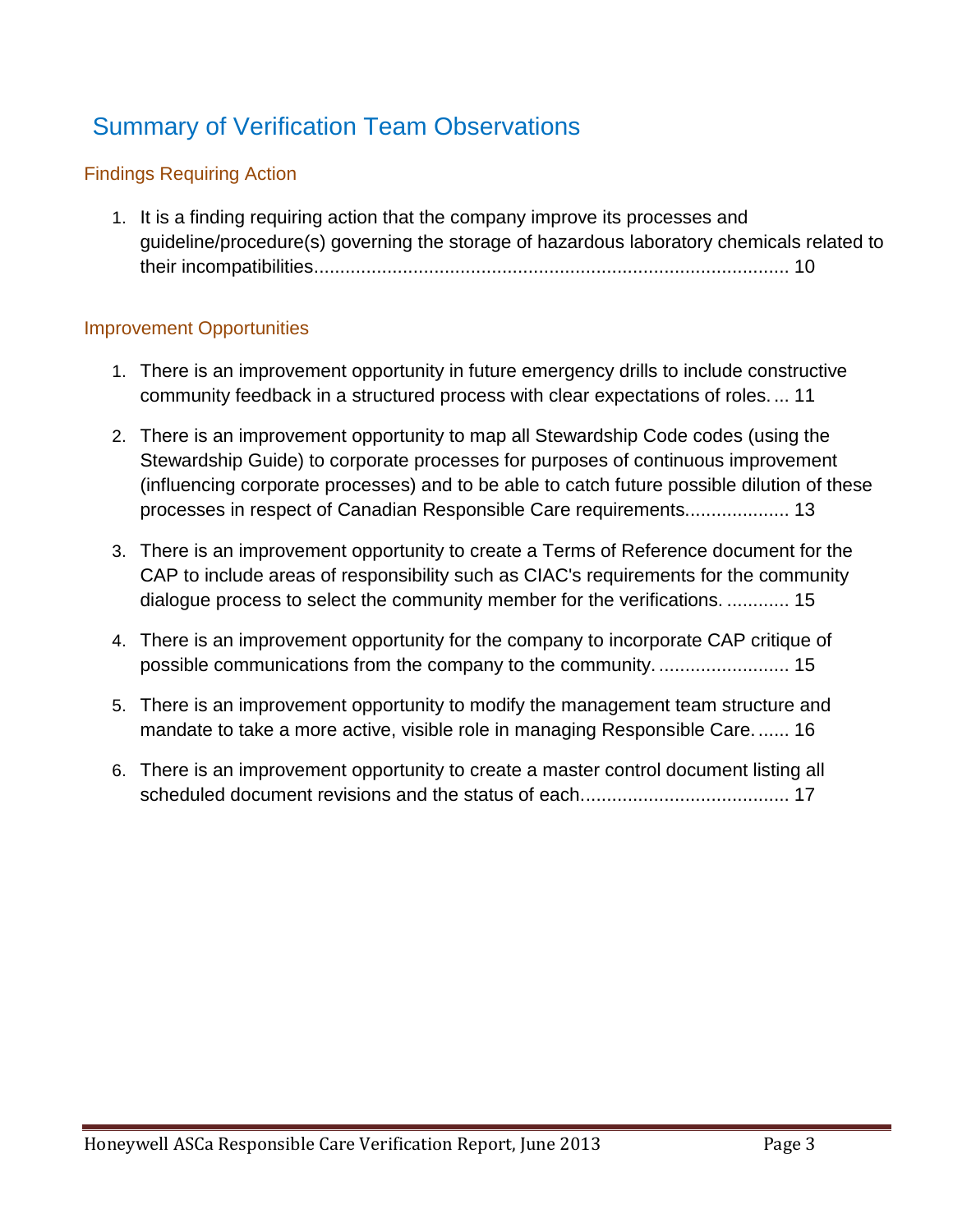# Summary of Verification Team Observations

## Findings Requiring Action

1. It is a finding requiring action that the company improve its processes and guideline/procedure(s) governing the storage of hazardous laboratory chemicals related to their incompatibilities.......................................................................................... 10

## Improvement Opportunities

1. There is an improvement opportunity in future emergency drills to include constructive community feedback in a structured process with clear expectations of roles. ... 11
2. There is an improvement opportunity to map all Stewardship Code codes (using the Stewardship Guide) to corporate processes for purposes of continuous improvement (influencing corporate processes) and to be able to catch future possible dilution of these processes in respect of Canadian Responsible Care requirements................... 13
3. There is an improvement opportunity to create a Terms of Reference document for the CAP to include areas of responsibility such as CIAC's requirements for the community dialogue process to select the community member for the verifications. ............ 15
4. There is an improvement opportunity for the company to incorporate CAP critique of possible communications from the company to the community. ......................... 15
5. There is an improvement opportunity to modify the management team structure and mandate to take a more active, visible role in managing Responsible Care. ...... 16
6. There is an improvement opportunity to create a master control document listing all scheduled document revisions and the status of each....................................... 17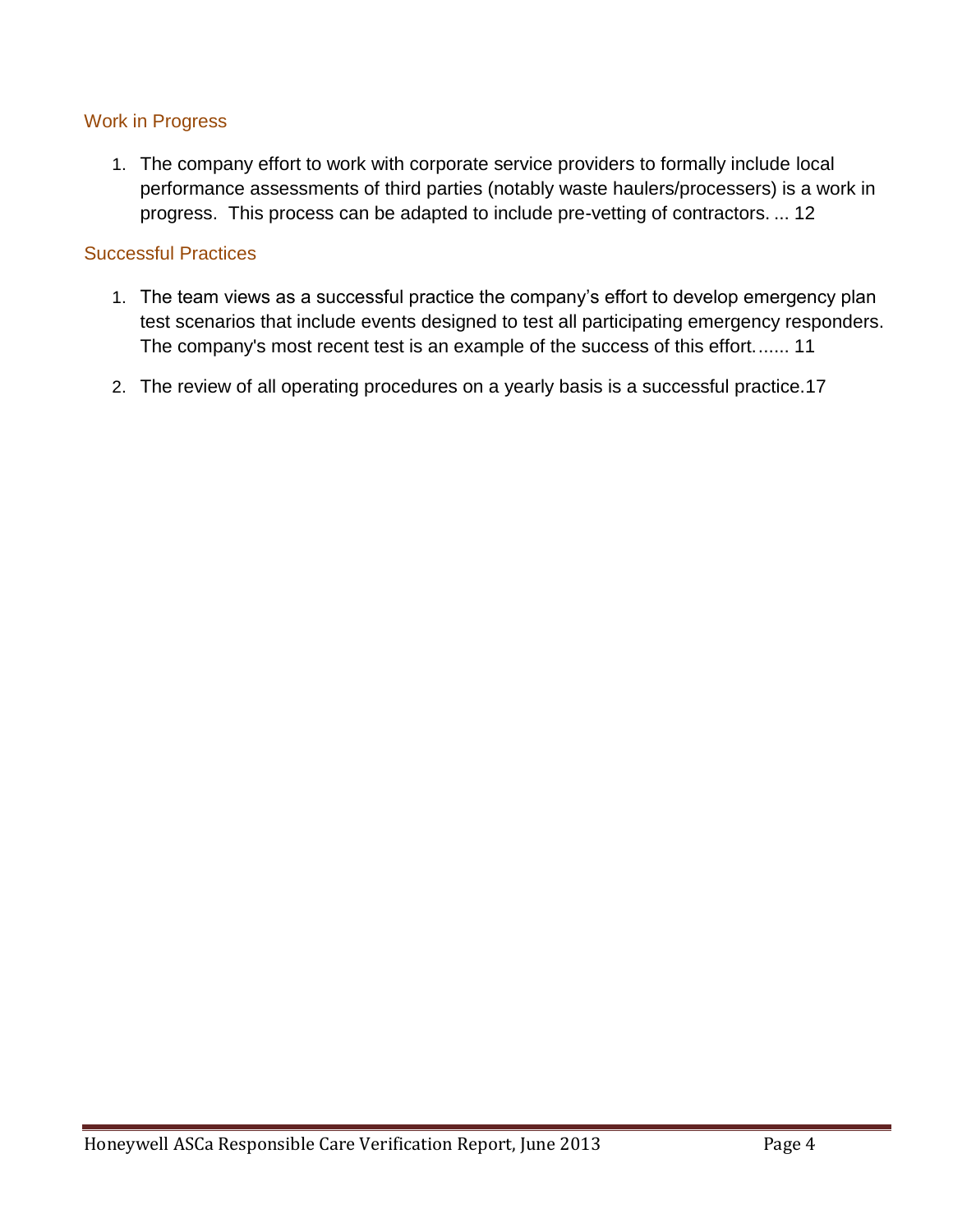### Work in Progress

1. The company effort to work with corporate service providers to formally include local performance assessments of third parties (notably waste haulers/processers) is a work in progress. This process can be adapted to include pre-vetting of contractors. ... 12

### Successful Practices

1. The team views as a successful practice the company's effort to develop emergency plan test scenarios that include events designed to test all participating emergency responders. The company's most recent test is an example of the success of this effort....... 11
2. The review of all operating procedures on a yearly basis is a successful practice.17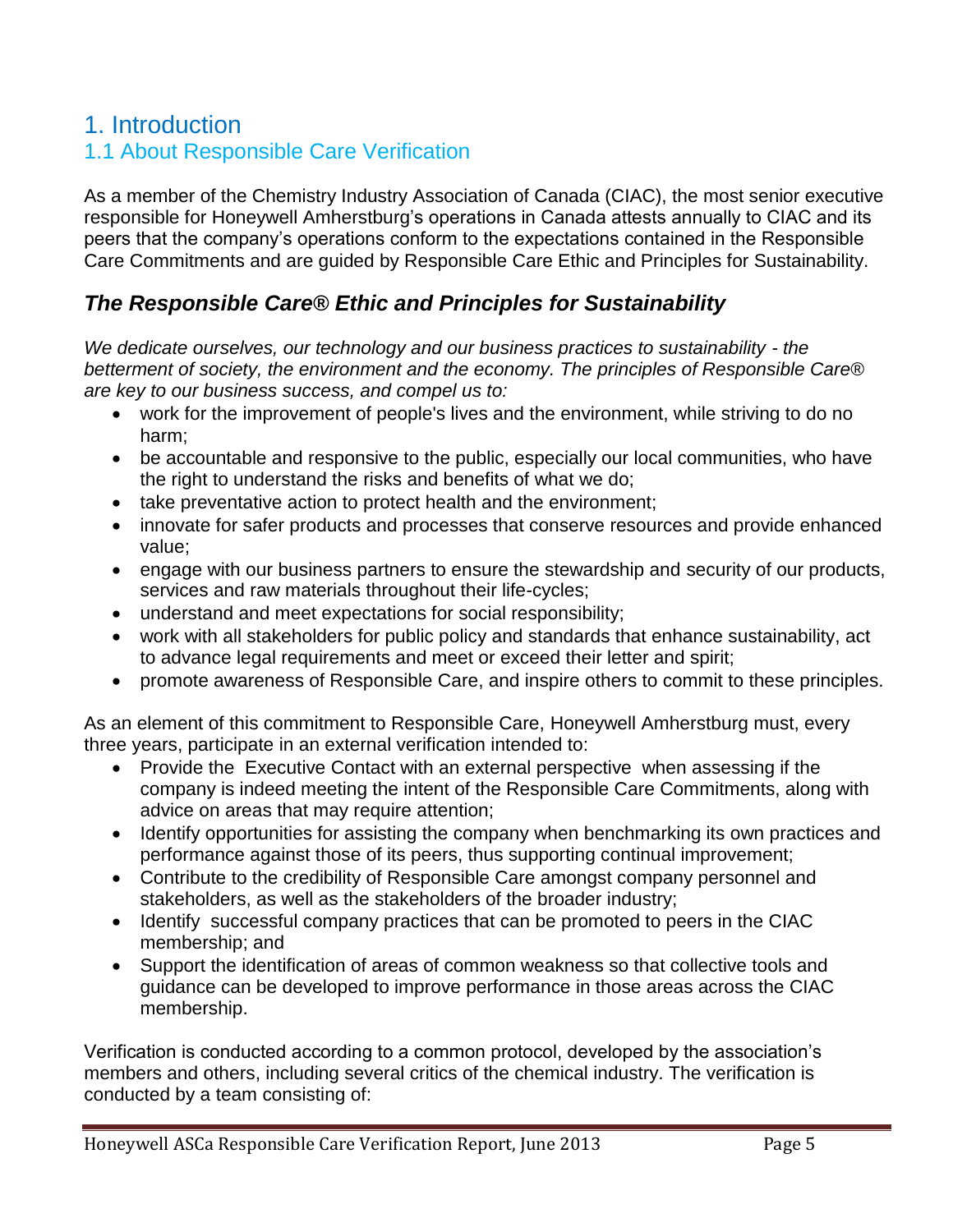# 1. Introduction

## 1.1 About Responsible Care Verification

As a member of the Chemistry Industry Association of Canada (CIAC), the most senior executive responsible for Honeywell Amherstburg's operations in Canada attests annually to CIAC and its peers that the company's operations conform to the expectations contained in the Responsible Care Commitments and are guided by Responsible Care Ethic and Principles for Sustainability.

### *The Responsible Care® Ethic and Principles for Sustainability*

*We dedicate ourselves, our technology and our business practices to sustainability - the betterment of society, the environment and the economy. The principles of Responsible Care® are key to our business success, and compel us to:*

- work for the improvement of people's lives and the environment, while striving to do no harm;
- be accountable and responsive to the public, especially our local communities, who have the right to understand the risks and benefits of what we do;
- take preventative action to protect health and the environment;
- innovate for safer products and processes that conserve resources and provide enhanced value;
- engage with our business partners to ensure the stewardship and security of our products, services and raw materials throughout their life-cycles;
- understand and meet expectations for social responsibility;
- work with all stakeholders for public policy and standards that enhance sustainability, act to advance legal requirements and meet or exceed their letter and spirit;
- promote awareness of Responsible Care, and inspire others to commit to these principles.

As an element of this commitment to Responsible Care, Honeywell Amherstburg must, every three years, participate in an external verification intended to:

- Provide the Executive Contact with an external perspective when assessing if the company is indeed meeting the intent of the Responsible Care Commitments, along with advice on areas that may require attention;
- Identify opportunities for assisting the company when benchmarking its own practices and performance against those of its peers, thus supporting continual improvement;
- Contribute to the credibility of Responsible Care amongst company personnel and stakeholders, as well as the stakeholders of the broader industry;
- Identify successful company practices that can be promoted to peers in the CIAC membership; and
- Support the identification of areas of common weakness so that collective tools and guidance can be developed to improve performance in those areas across the CIAC membership.

Verification is conducted according to a common protocol, developed by the association's members and others, including several critics of the chemical industry. The verification is conducted by a team consisting of: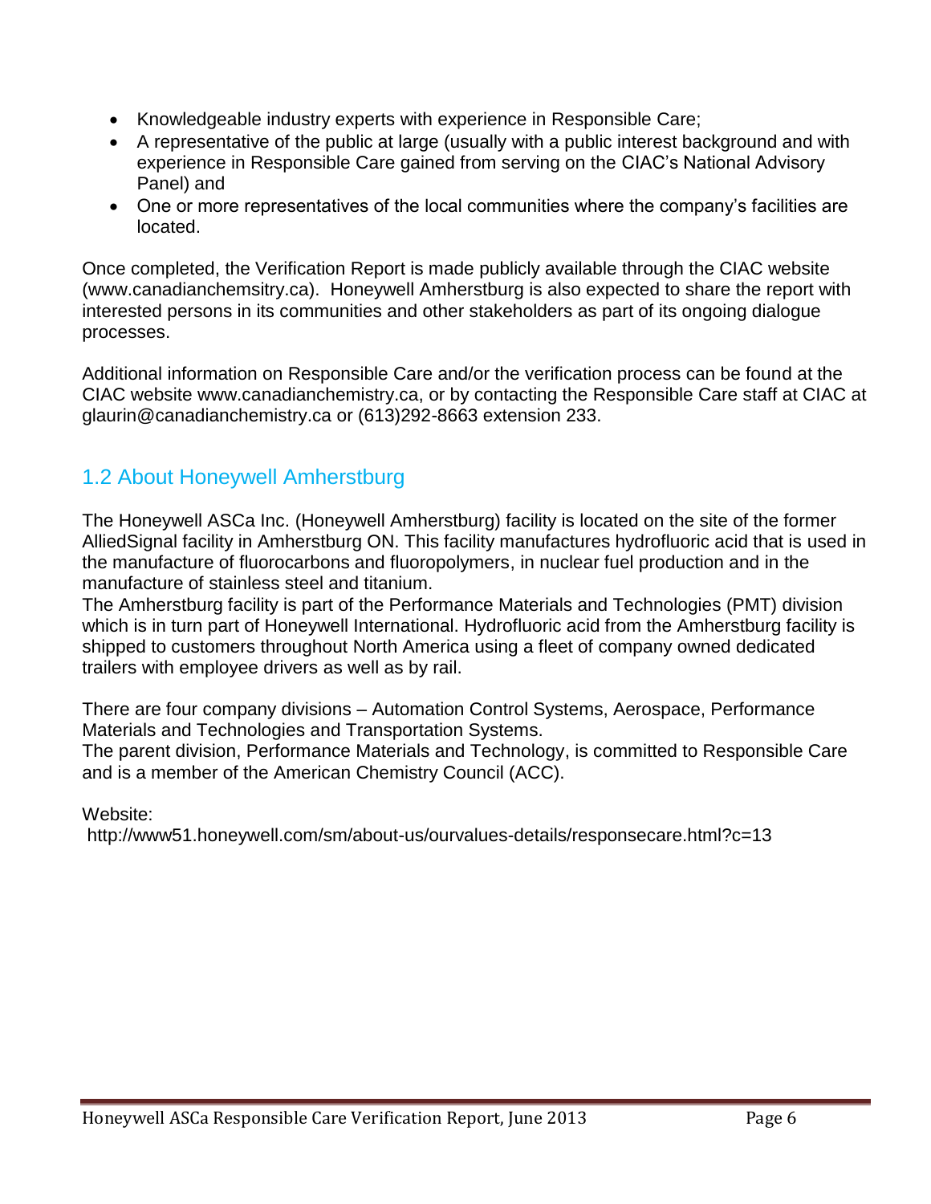- Knowledgeable industry experts with experience in Responsible Care;
- A representative of the public at large (usually with a public interest background and with experience in Responsible Care gained from serving on the CIAC's National Advisory Panel) and
- One or more representatives of the local communities where the company's facilities are located.

Once completed, the Verification Report is made publicly available through the CIAC website (www.canadianchemsitry.ca). Honeywell Amherstburg is also expected to share the report with interested persons in its communities and other stakeholders as part of its ongoing dialogue processes.

Additional information on Responsible Care and/or the verification process can be found at the CIAC website www.canadianchemistry.ca, or by contacting the Responsible Care staff at CIAC at glaurin@canadianchemistry.ca or (613)292-8663 extension 233.

## 1.2 About Honeywell Amherstburg

The Honeywell ASCa Inc. (Honeywell Amherstburg) facility is located on the site of the former AlliedSignal facility in Amherstburg ON. This facility manufactures hydrofluoric acid that is used in the manufacture of fluorocarbons and fluoropolymers, in nuclear fuel production and in the manufacture of stainless steel and titanium.
The Amherstburg facility is part of the Performance Materials and Technologies (PMT) division which is in turn part of Honeywell International. Hydrofluoric acid from the Amherstburg facility is shipped to customers throughout North America using a fleet of company owned dedicated trailers with employee drivers as well as by rail.

There are four company divisions – Automation Control Systems, Aerospace, Performance Materials and Technologies and Transportation Systems.
The parent division, Performance Materials and Technology, is committed to Responsible Care and is a member of the American Chemistry Council (ACC).

Website:
http://www51.honeywell.com/sm/about-us/ourvalues-details/responsecare.html?c=13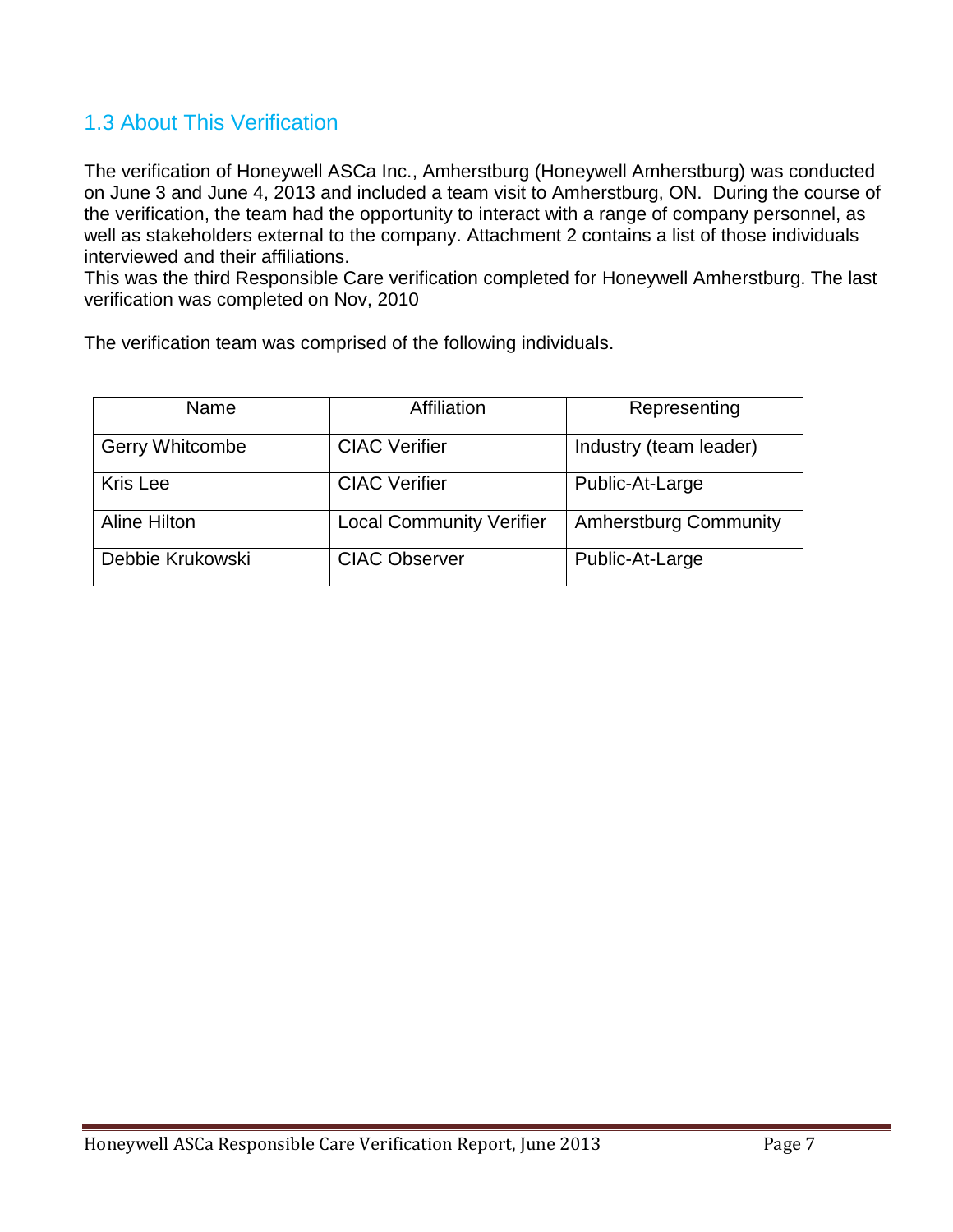## 1.3 About This Verification

The verification of Honeywell ASCa Inc., Amherstburg (Honeywell Amherstburg) was conducted on June 3 and June 4, 2013 and included a team visit to Amherstburg, ON. During the course of the verification, the team had the opportunity to interact with a range of company personnel, as well as stakeholders external to the company. Attachment 2 contains a list of those individuals interviewed and their affiliations.
This was the third Responsible Care verification completed for Honeywell Amherstburg. The last verification was completed on Nov, 2010

The verification team was comprised of the following individuals.

| Name | Affiliation | Representing |
|---|---|---|
| Gerry Whitcombe | CIAC Verifier | Industry (team leader) |
| Kris Lee | CIAC Verifier | Public-At-Large |
| Aline Hilton | Local Community Verifier | Amherstburg Community |
| Debbie Krukowski | CIAC Observer | Public-At-Large |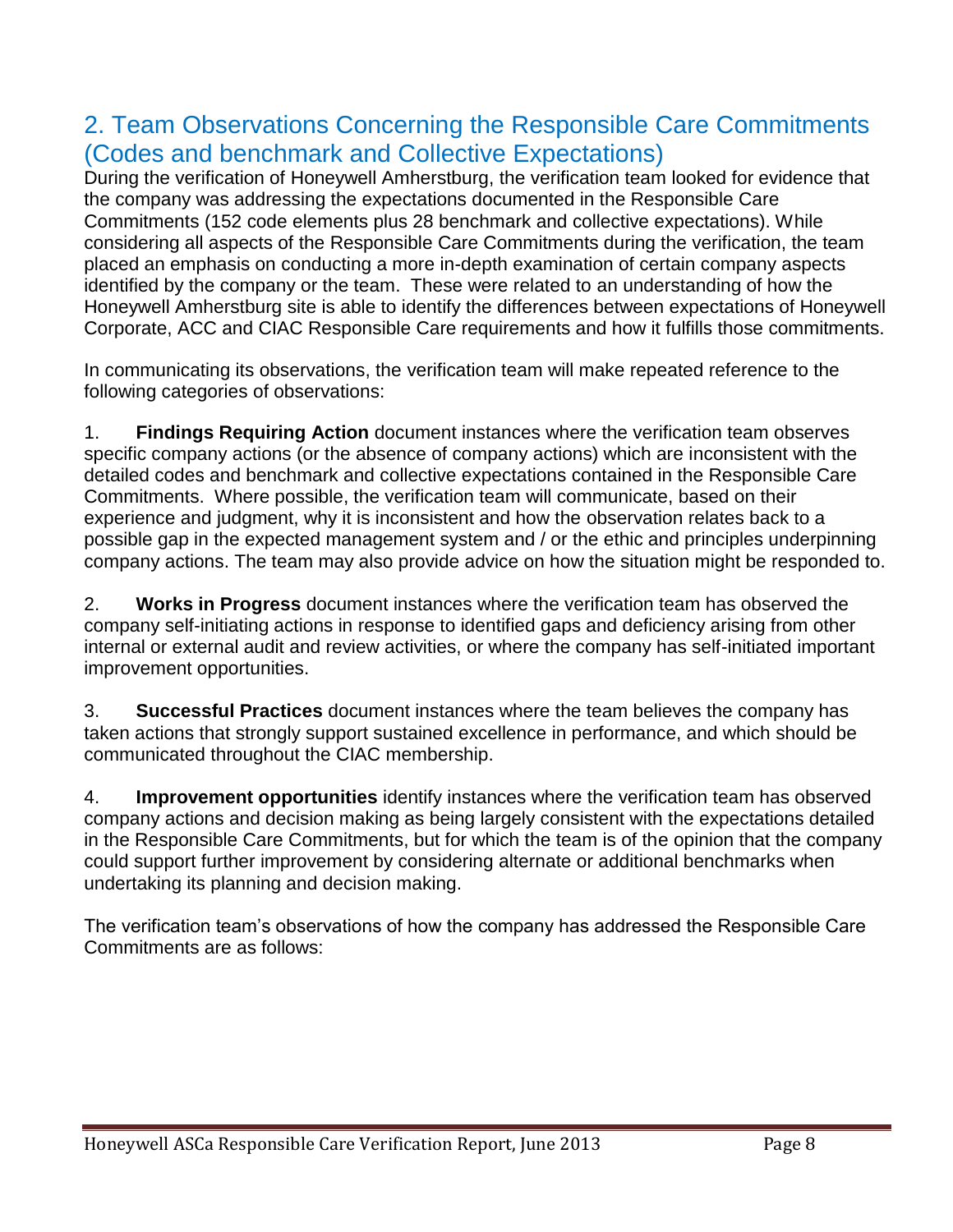## 2. Team Observations Concerning the Responsible Care Commitments (Codes and benchmark and Collective Expectations)

During the verification of Honeywell Amherstburg, the verification team looked for evidence that the company was addressing the expectations documented in the Responsible Care Commitments (152 code elements plus 28 benchmark and collective expectations). While considering all aspects of the Responsible Care Commitments during the verification, the team placed an emphasis on conducting a more in-depth examination of certain company aspects identified by the company or the team. These were related to an understanding of how the Honeywell Amherstburg site is able to identify the differences between expectations of Honeywell Corporate, ACC and CIAC Responsible Care requirements and how it fulfills those commitments.

In communicating its observations, the verification team will make repeated reference to the following categories of observations:

1. **Findings Requiring Action** document instances where the verification team observes specific company actions (or the absence of company actions) which are inconsistent with the detailed codes and benchmark and collective expectations contained in the Responsible Care Commitments. Where possible, the verification team will communicate, based on their experience and judgment, why it is inconsistent and how the observation relates back to a possible gap in the expected management system and / or the ethic and principles underpinning company actions. The team may also provide advice on how the situation might be responded to.

2. **Works in Progress** document instances where the verification team has observed the company self-initiating actions in response to identified gaps and deficiency arising from other internal or external audit and review activities, or where the company has self-initiated important improvement opportunities.

3. **Successful Practices** document instances where the team believes the company has taken actions that strongly support sustained excellence in performance, and which should be communicated throughout the CIAC membership.

4. **Improvement opportunities** identify instances where the verification team has observed company actions and decision making as being largely consistent with the expectations detailed in the Responsible Care Commitments, but for which the team is of the opinion that the company could support further improvement by considering alternate or additional benchmarks when undertaking its planning and decision making.

The verification team's observations of how the company has addressed the Responsible Care Commitments are as follows: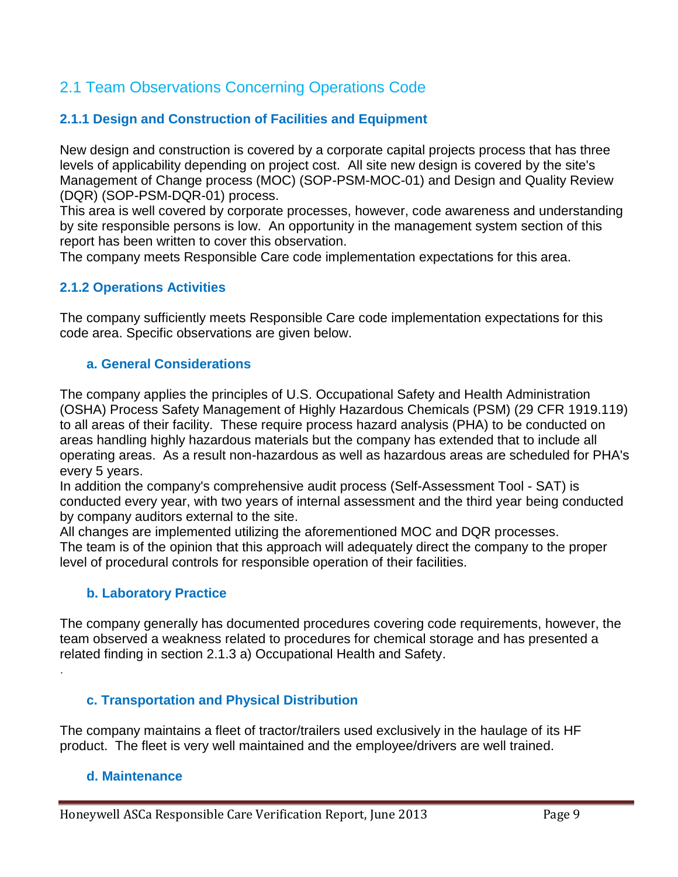## 2.1 Team Observations Concerning Operations Code

### 2.1.1 Design and Construction of Facilities and Equipment

New design and construction is covered by a corporate capital projects process that has three levels of applicability depending on project cost. All site new design is covered by the site's Management of Change process (MOC) (SOP-PSM-MOC-01) and Design and Quality Review (DQR) (SOP-PSM-DQR-01) process.

This area is well covered by corporate processes, however, code awareness and understanding by site responsible persons is low. An opportunity in the management system section of this report has been written to cover this observation.

The company meets Responsible Care code implementation expectations for this area.

### 2.1.2 Operations Activities

The company sufficiently meets Responsible Care code implementation expectations for this code area. Specific observations are given below.

#### a. General Considerations

The company applies the principles of U.S. Occupational Safety and Health Administration (OSHA) Process Safety Management of Highly Hazardous Chemicals (PSM) (29 CFR 1919.119) to all areas of their facility. These require process hazard analysis (PHA) to be conducted on areas handling highly hazardous materials but the company has extended that to include all operating areas. As a result non-hazardous as well as hazardous areas are scheduled for PHA's every 5 years.

In addition the company's comprehensive audit process (Self-Assessment Tool - SAT) is conducted every year, with two years of internal assessment and the third year being conducted by company auditors external to the site.

All changes are implemented utilizing the aforementioned MOC and DQR processes.

The team is of the opinion that this approach will adequately direct the company to the proper level of procedural controls for responsible operation of their facilities.

#### b. Laboratory Practice

The company generally has documented procedures covering code requirements, however, the team observed a weakness related to procedures for chemical storage and has presented a related finding in section 2.1.3 a) Occupational Health and Safety.

#### c. Transportation and Physical Distribution

The company maintains a fleet of tractor/trailers used exclusively in the haulage of its HF product. The fleet is very well maintained and the employee/drivers are well trained.

#### d. Maintenance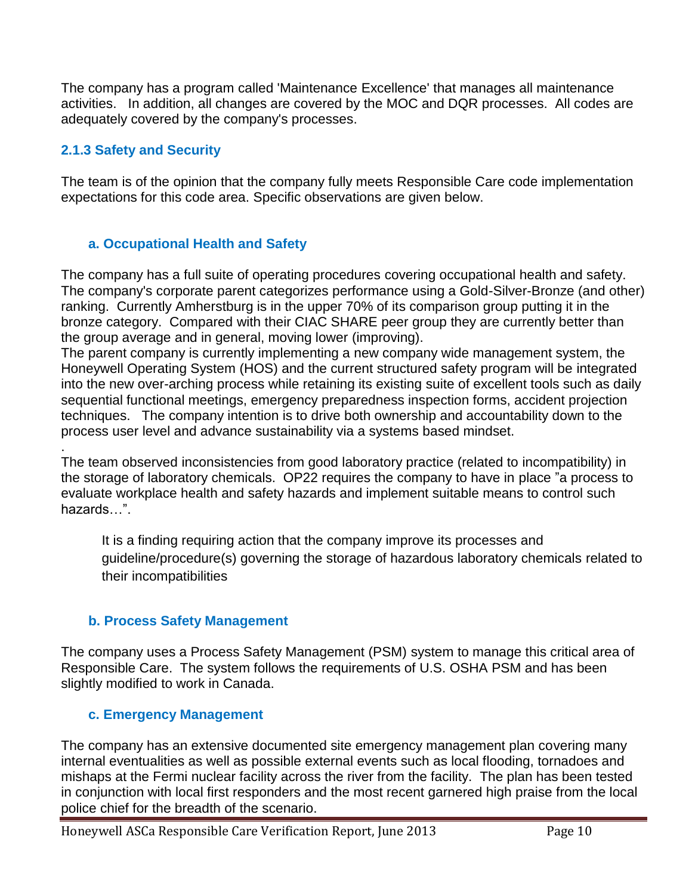The company has a program called 'Maintenance Excellence' that manages all maintenance activities. In addition, all changes are covered by the MOC and DQR processes. All codes are adequately covered by the company's processes.

### 2.1.3 Safety and Security

The team is of the opinion that the company fully meets Responsible Care code implementation expectations for this code area. Specific observations are given below.

#### a. Occupational Health and Safety

The company has a full suite of operating procedures covering occupational health and safety. The company's corporate parent categorizes performance using a Gold-Silver-Bronze (and other) ranking. Currently Amherstburg is in the upper 70% of its comparison group putting it in the bronze category. Compared with their CIAC SHARE peer group they are currently better than the group average and in general, moving lower (improving).

The parent company is currently implementing a new company wide management system, the Honeywell Operating System (HOS) and the current structured safety program will be integrated into the new over-arching process while retaining its existing suite of excellent tools such as daily sequential functional meetings, emergency preparedness inspection forms, accident projection techniques. The company intention is to drive both ownership and accountability down to the process user level and advance sustainability via a systems based mindset.

.

The team observed inconsistencies from good laboratory practice (related to incompatibility) in the storage of laboratory chemicals. OP22 requires the company to have in place "a process to evaluate workplace health and safety hazards and implement suitable means to control such hazards…".

> It is a finding requiring action that the company improve its processes and guideline/procedure(s) governing the storage of hazardous laboratory chemicals related to their incompatibilities

#### b. Process Safety Management

The company uses a Process Safety Management (PSM) system to manage this critical area of Responsible Care. The system follows the requirements of U.S. OSHA PSM and has been slightly modified to work in Canada.

#### c. Emergency Management

The company has an extensive documented site emergency management plan covering many internal eventualities as well as possible external events such as local flooding, tornadoes and mishaps at the Fermi nuclear facility across the river from the facility. The plan has been tested in conjunction with local first responders and the most recent garnered high praise from the local police chief for the breadth of the scenario.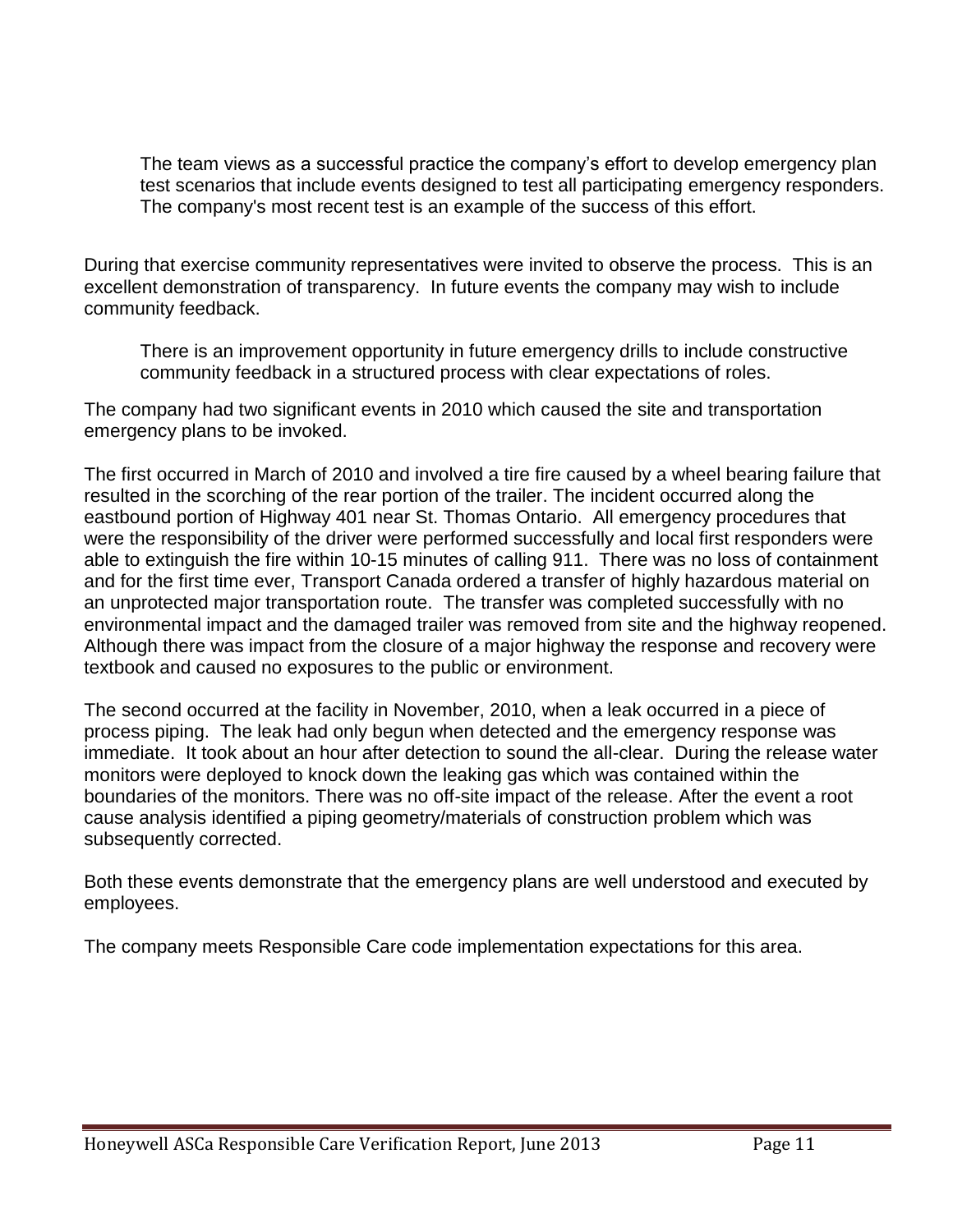> The team views as a successful practice the company's effort to develop emergency plan test scenarios that include events designed to test all participating emergency responders. The company's most recent test is an example of the success of this effort.

During that exercise community representatives were invited to observe the process. This is an excellent demonstration of transparency. In future events the company may wish to include community feedback.

> There is an improvement opportunity in future emergency drills to include constructive community feedback in a structured process with clear expectations of roles.

The company had two significant events in 2010 which caused the site and transportation emergency plans to be invoked.

The first occurred in March of 2010 and involved a tire fire caused by a wheel bearing failure that resulted in the scorching of the rear portion of the trailer. The incident occurred along the eastbound portion of Highway 401 near St. Thomas Ontario. All emergency procedures that were the responsibility of the driver were performed successfully and local first responders were able to extinguish the fire within 10-15 minutes of calling 911. There was no loss of containment and for the first time ever, Transport Canada ordered a transfer of highly hazardous material on an unprotected major transportation route. The transfer was completed successfully with no environmental impact and the damaged trailer was removed from site and the highway reopened. Although there was impact from the closure of a major highway the response and recovery were textbook and caused no exposures to the public or environment.

The second occurred at the facility in November, 2010, when a leak occurred in a piece of process piping. The leak had only begun when detected and the emergency response was immediate. It took about an hour after detection to sound the all-clear. During the release water monitors were deployed to knock down the leaking gas which was contained within the boundaries of the monitors. There was no off-site impact of the release. After the event a root cause analysis identified a piping geometry/materials of construction problem which was subsequently corrected.

Both these events demonstrate that the emergency plans are well understood and executed by employees.

The company meets Responsible Care code implementation expectations for this area.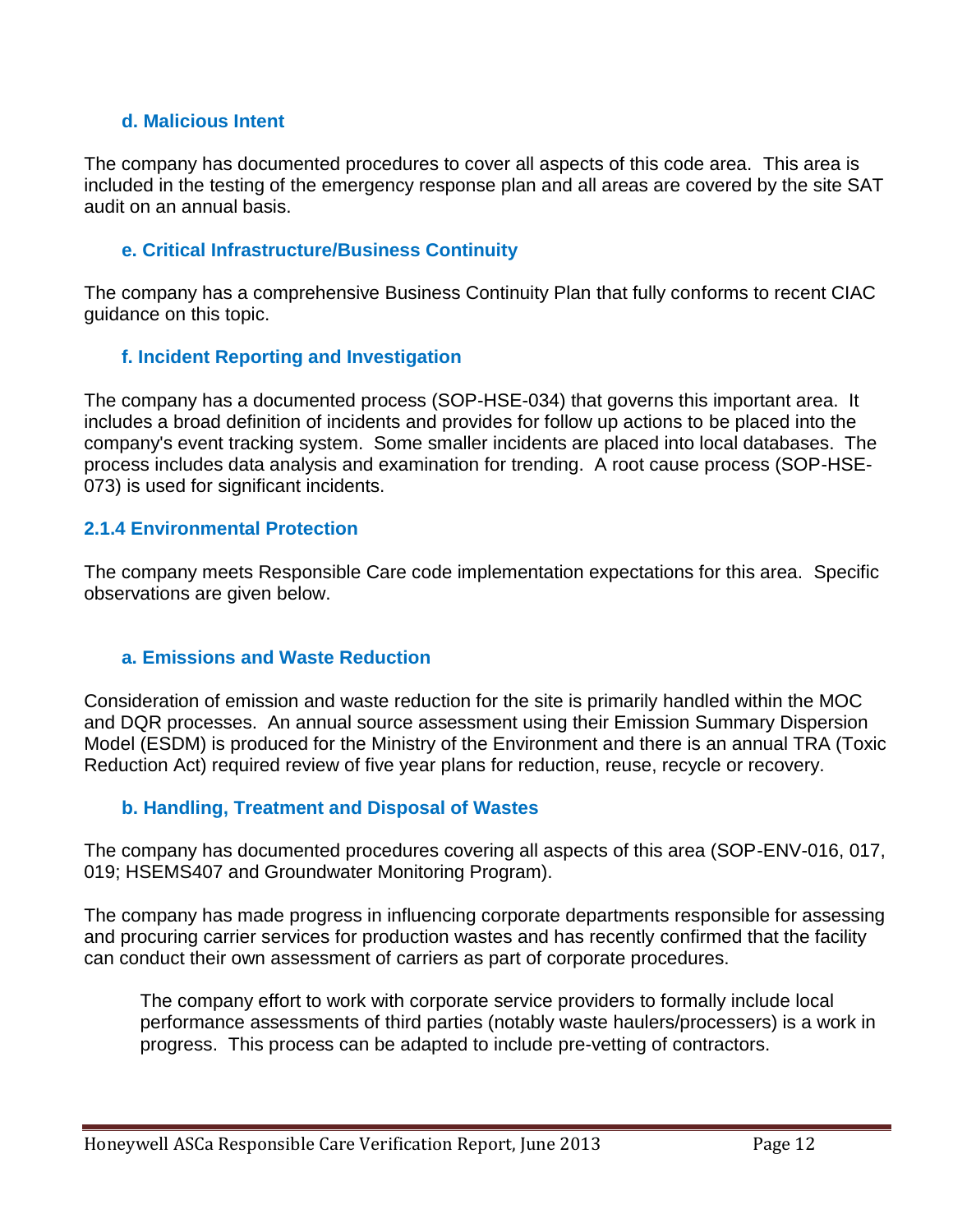#### d. Malicious Intent

The company has documented procedures to cover all aspects of this code area. This area is included in the testing of the emergency response plan and all areas are covered by the site SAT audit on an annual basis.

#### e. Critical Infrastructure/Business Continuity

The company has a comprehensive Business Continuity Plan that fully conforms to recent CIAC guidance on this topic.

#### f. Incident Reporting and Investigation

The company has a documented process (SOP-HSE-034) that governs this important area. It includes a broad definition of incidents and provides for follow up actions to be placed into the company's event tracking system. Some smaller incidents are placed into local databases. The process includes data analysis and examination for trending. A root cause process (SOP-HSE-073) is used for significant incidents.

### 2.1.4 Environmental Protection

The company meets Responsible Care code implementation expectations for this area. Specific observations are given below.

#### a. Emissions and Waste Reduction

Consideration of emission and waste reduction for the site is primarily handled within the MOC and DQR processes. An annual source assessment using their Emission Summary Dispersion Model (ESDM) is produced for the Ministry of the Environment and there is an annual TRA (Toxic Reduction Act) required review of five year plans for reduction, reuse, recycle or recovery.

#### b. Handling, Treatment and Disposal of Wastes

The company has documented procedures covering all aspects of this area (SOP-ENV-016, 017, 019; HSEMS407 and Groundwater Monitoring Program).

The company has made progress in influencing corporate departments responsible for assessing and procuring carrier services for production wastes and has recently confirmed that the facility can conduct their own assessment of carriers as part of corporate procedures.

> The company effort to work with corporate service providers to formally include local performance assessments of third parties (notably waste haulers/processers) is a work in progress. This process can be adapted to include pre-vetting of contractors.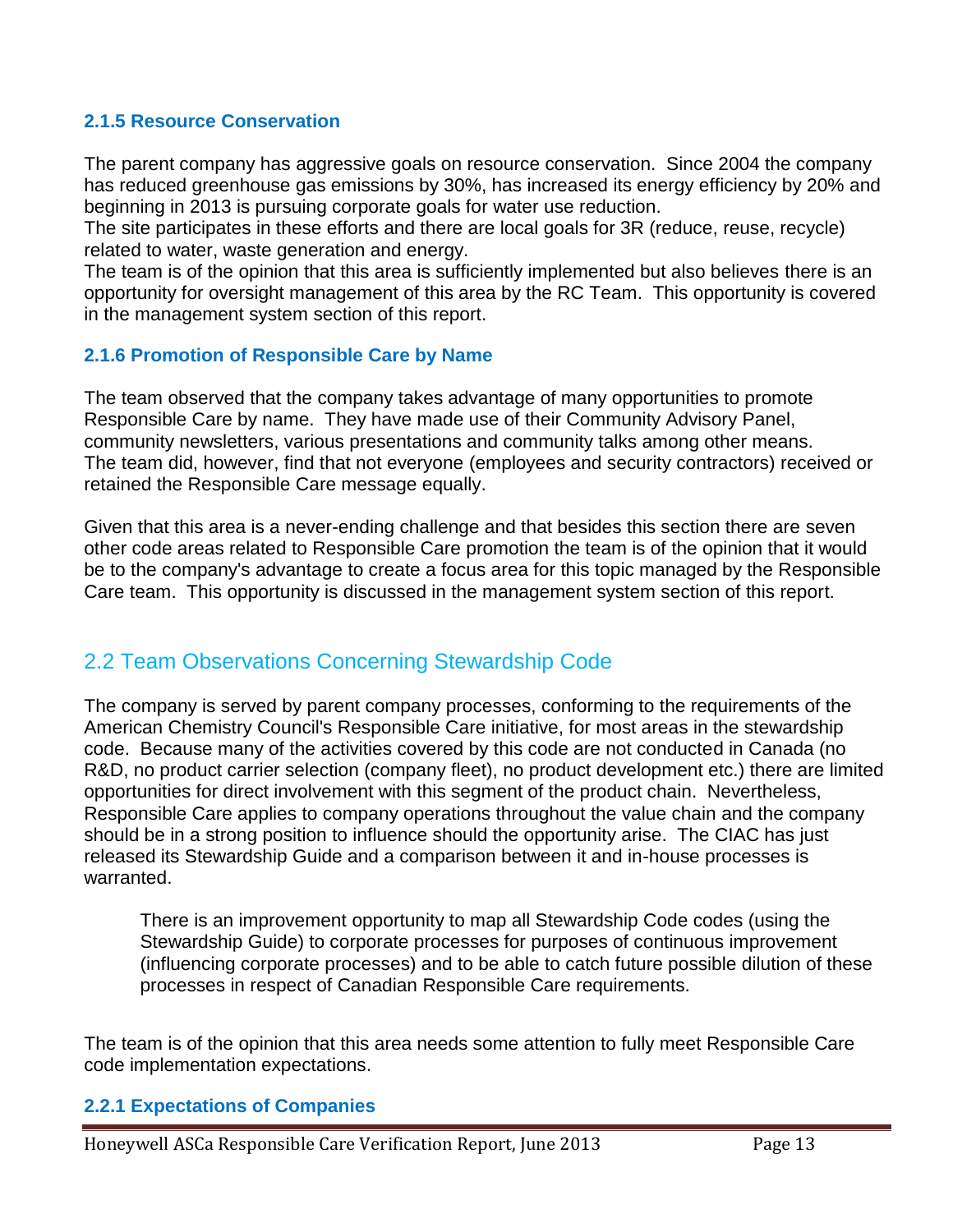### 2.1.5 Resource Conservation

The parent company has aggressive goals on resource conservation. Since 2004 the company has reduced greenhouse gas emissions by 30%, has increased its energy efficiency by 20% and beginning in 2013 is pursuing corporate goals for water use reduction.
The site participates in these efforts and there are local goals for 3R (reduce, reuse, recycle) related to water, waste generation and energy.
The team is of the opinion that this area is sufficiently implemented but also believes there is an opportunity for oversight management of this area by the RC Team. This opportunity is covered in the management system section of this report.

### 2.1.6 Promotion of Responsible Care by Name

The team observed that the company takes advantage of many opportunities to promote Responsible Care by name. They have made use of their Community Advisory Panel, community newsletters, various presentations and community talks among other means.
The team did, however, find that not everyone (employees and security contractors) received or retained the Responsible Care message equally.

Given that this area is a never-ending challenge and that besides this section there are seven other code areas related to Responsible Care promotion the team is of the opinion that it would be to the company's advantage to create a focus area for this topic managed by the Responsible Care team. This opportunity is discussed in the management system section of this report.

## 2.2 Team Observations Concerning Stewardship Code

The company is served by parent company processes, conforming to the requirements of the American Chemistry Council's Responsible Care initiative, for most areas in the stewardship code. Because many of the activities covered by this code are not conducted in Canada (no R&D, no product carrier selection (company fleet), no product development etc.) there are limited opportunities for direct involvement with this segment of the product chain. Nevertheless, Responsible Care applies to company operations throughout the value chain and the company should be in a strong position to influence should the opportunity arise. The CIAC has just released its Stewardship Guide and a comparison between it and in-house processes is warranted.

> There is an improvement opportunity to map all Stewardship Code codes (using the Stewardship Guide) to corporate processes for purposes of continuous improvement (influencing corporate processes) and to be able to catch future possible dilution of these processes in respect of Canadian Responsible Care requirements.

The team is of the opinion that this area needs some attention to fully meet Responsible Care code implementation expectations.

### 2.2.1 Expectations of Companies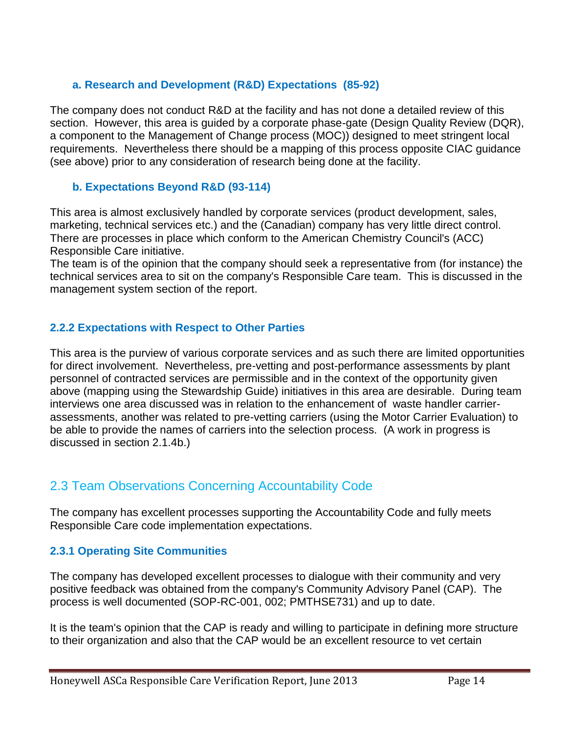### a. Research and Development (R&D) Expectations (85-92)

The company does not conduct R&D at the facility and has not done a detailed review of this section. However, this area is guided by a corporate phase-gate (Design Quality Review (DQR), a component to the Management of Change process (MOC)) designed to meet stringent local requirements. Nevertheless there should be a mapping of this process opposite CIAC guidance (see above) prior to any consideration of research being done at the facility.

### b. Expectations Beyond R&D (93-114)

This area is almost exclusively handled by corporate services (product development, sales, marketing, technical services etc.) and the (Canadian) company has very little direct control. There are processes in place which conform to the American Chemistry Council's (ACC) Responsible Care initiative.
The team is of the opinion that the company should seek a representative from (for instance) the technical services area to sit on the company's Responsible Care team. This is discussed in the management system section of the report.

### 2.2.2 Expectations with Respect to Other Parties

This area is the purview of various corporate services and as such there are limited opportunities for direct involvement. Nevertheless, pre-vetting and post-performance assessments by plant personnel of contracted services are permissible and in the context of the opportunity given above (mapping using the Stewardship Guide) initiatives in this area are desirable. During team interviews one area discussed was in relation to the enhancement of waste handler carrier-assessments, another was related to pre-vetting carriers (using the Motor Carrier Evaluation) to be able to provide the names of carriers into the selection process. (A work in progress is discussed in section 2.1.4b.)

## 2.3 Team Observations Concerning Accountability Code

The company has excellent processes supporting the Accountability Code and fully meets Responsible Care code implementation expectations.

### 2.3.1 Operating Site Communities

The company has developed excellent processes to dialogue with their community and very positive feedback was obtained from the company's Community Advisory Panel (CAP). The process is well documented (SOP-RC-001, 002; PMTHSE731) and up to date.

It is the team's opinion that the CAP is ready and willing to participate in defining more structure to their organization and also that the CAP would be an excellent resource to vet certain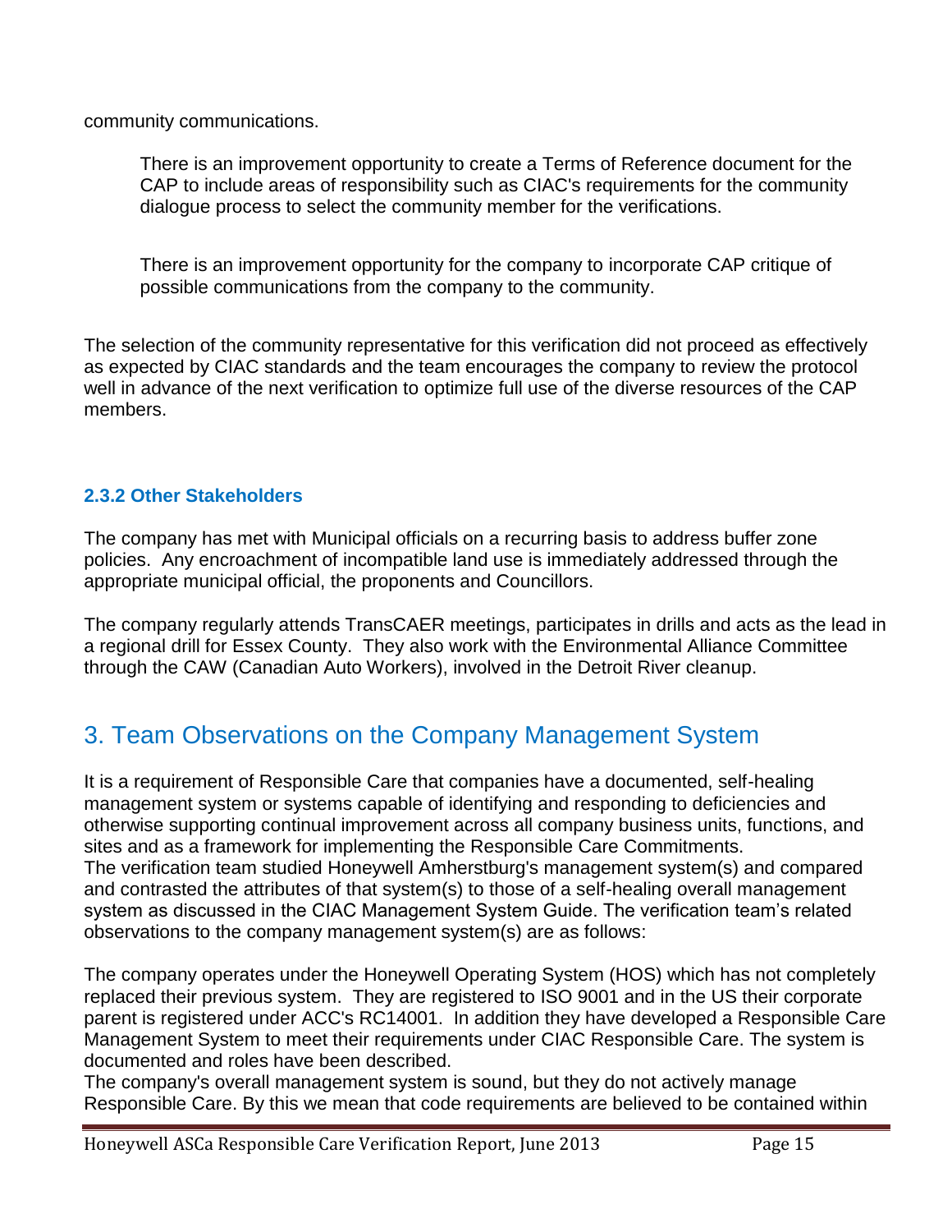community communications.

> There is an improvement opportunity to create a Terms of Reference document for the CAP to include areas of responsibility such as CIAC's requirements for the community dialogue process to select the community member for the verifications.
>
> There is an improvement opportunity for the company to incorporate CAP critique of possible communications from the company to the community.

The selection of the community representative for this verification did not proceed as effectively as expected by CIAC standards and the team encourages the company to review the protocol well in advance of the next verification to optimize full use of the diverse resources of the CAP members.

### 2.3.2 Other Stakeholders

The company has met with Municipal officials on a recurring basis to address buffer zone policies. Any encroachment of incompatible land use is immediately addressed through the appropriate municipal official, the proponents and Councillors.

The company regularly attends TransCAER meetings, participates in drills and acts as the lead in a regional drill for Essex County. They also work with the Environmental Alliance Committee through the CAW (Canadian Auto Workers), involved in the Detroit River cleanup.

## 3. Team Observations on the Company Management System

It is a requirement of Responsible Care that companies have a documented, self-healing management system or systems capable of identifying and responding to deficiencies and otherwise supporting continual improvement across all company business units, functions, and sites and as a framework for implementing the Responsible Care Commitments.
The verification team studied Honeywell Amherstburg's management system(s) and compared and contrasted the attributes of that system(s) to those of a self-healing overall management system as discussed in the CIAC Management System Guide. The verification team's related observations to the company management system(s) are as follows:

The company operates under the Honeywell Operating System (HOS) which has not completely replaced their previous system. They are registered to ISO 9001 and in the US their corporate parent is registered under ACC's RC14001. In addition they have developed a Responsible Care Management System to meet their requirements under CIAC Responsible Care. The system is documented and roles have been described.
The company's overall management system is sound, but they do not actively manage Responsible Care. By this we mean that code requirements are believed to be contained within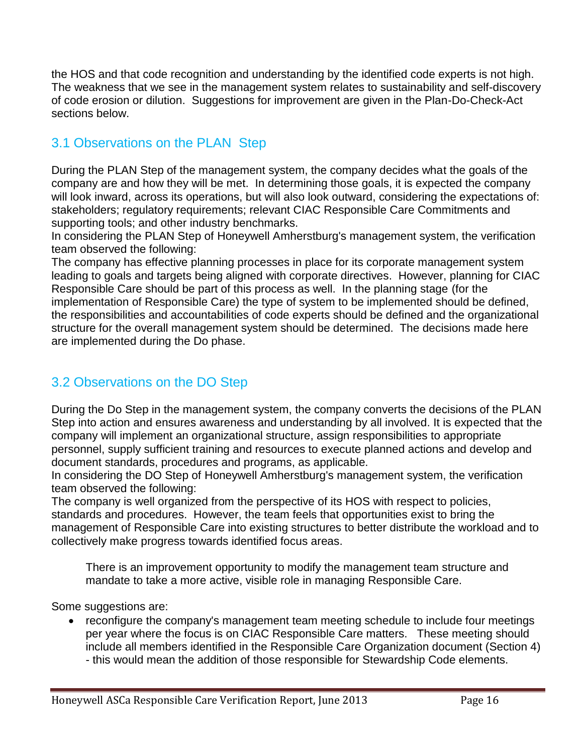the HOS and that code recognition and understanding by the identified code experts is not high. The weakness that we see in the management system relates to sustainability and self-discovery of code erosion or dilution. Suggestions for improvement are given in the Plan-Do-Check-Act sections below.

## 3.1 Observations on the PLAN Step

During the PLAN Step of the management system, the company decides what the goals of the company are and how they will be met. In determining those goals, it is expected the company will look inward, across its operations, but will also look outward, considering the expectations of: stakeholders; regulatory requirements; relevant CIAC Responsible Care Commitments and supporting tools; and other industry benchmarks.

In considering the PLAN Step of Honeywell Amherstburg's management system, the verification team observed the following:

The company has effective planning processes in place for its corporate management system leading to goals and targets being aligned with corporate directives. However, planning for CIAC Responsible Care should be part of this process as well. In the planning stage (for the implementation of Responsible Care) the type of system to be implemented should be defined, the responsibilities and accountabilities of code experts should be defined and the organizational structure for the overall management system should be determined. The decisions made here are implemented during the Do phase.

## 3.2 Observations on the DO Step

During the Do Step in the management system, the company converts the decisions of the PLAN Step into action and ensures awareness and understanding by all involved. It is expected that the company will implement an organizational structure, assign responsibilities to appropriate personnel, supply sufficient training and resources to execute planned actions and develop and document standards, procedures and programs, as applicable.

In considering the DO Step of Honeywell Amherstburg's management system, the verification team observed the following:

The company is well organized from the perspective of its HOS with respect to policies, standards and procedures. However, the team feels that opportunities exist to bring the management of Responsible Care into existing structures to better distribute the workload and to collectively make progress towards identified focus areas.

> There is an improvement opportunity to modify the management team structure and mandate to take a more active, visible role in managing Responsible Care.

Some suggestions are:

- reconfigure the company's management team meeting schedule to include four meetings per year where the focus is on CIAC Responsible Care matters. These meeting should include all members identified in the Responsible Care Organization document (Section 4) - this would mean the addition of those responsible for Stewardship Code elements.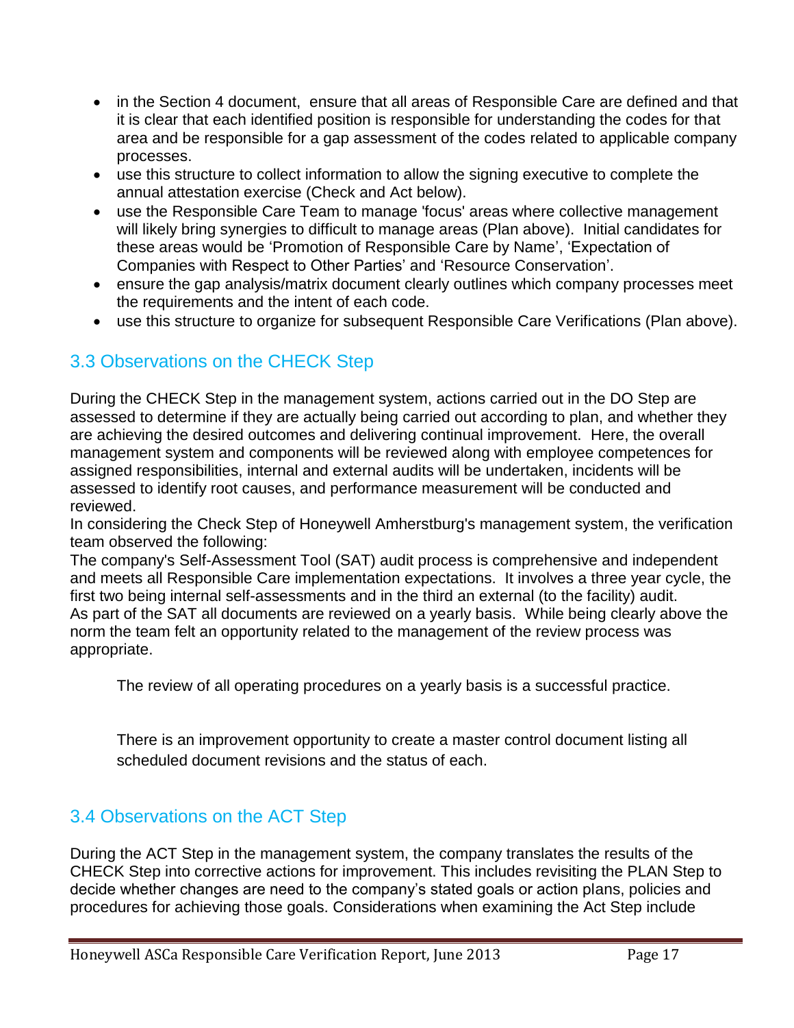- in the Section 4 document,  ensure that all areas of Responsible Care are defined and that it is clear that each identified position is responsible for understanding the codes for that area and be responsible for a gap assessment of the codes related to applicable company processes.
- use this structure to collect information to allow the signing executive to complete the annual attestation exercise (Check and Act below).
- use the Responsible Care Team to manage 'focus' areas where collective management will likely bring synergies to difficult to manage areas (Plan above).  Initial candidates for these areas would be 'Promotion of Responsible Care by Name', 'Expectation of Companies with Respect to Other Parties' and 'Resource Conservation'.
- ensure the gap analysis/matrix document clearly outlines which company processes meet the requirements and the intent of each code.
- use this structure to organize for subsequent Responsible Care Verifications (Plan above).

## 3.3 Observations on the CHECK Step

During the CHECK Step in the management system, actions carried out in the DO Step are assessed to determine if they are actually being carried out according to plan, and whether they are achieving the desired outcomes and delivering continual improvement.  Here, the overall management system and components will be reviewed along with employee competences for assigned responsibilities, internal and external audits will be undertaken, incidents will be assessed to identify root causes, and performance measurement will be conducted and reviewed.

In considering the Check Step of Honeywell Amherstburg's management system, the verification team observed the following:

The company's Self-Assessment Tool (SAT) audit process is comprehensive and independent and meets all Responsible Care implementation expectations.  It involves a three year cycle, the first two being internal self-assessments and in the third an external (to the facility) audit.

As part of the SAT all documents are reviewed on a yearly basis.  While being clearly above the norm the team felt an opportunity related to the management of the review process was appropriate.

The review of all operating procedures on a yearly basis is a successful practice.

There is an improvement opportunity to create a master control document listing all scheduled document revisions and the status of each.

## 3.4 Observations on the ACT Step

During the ACT Step in the management system, the company translates the results of the CHECK Step into corrective actions for improvement. This includes revisiting the PLAN Step to decide whether changes are need to the company's stated goals or action plans, policies and procedures for achieving those goals. Considerations when examining the Act Step include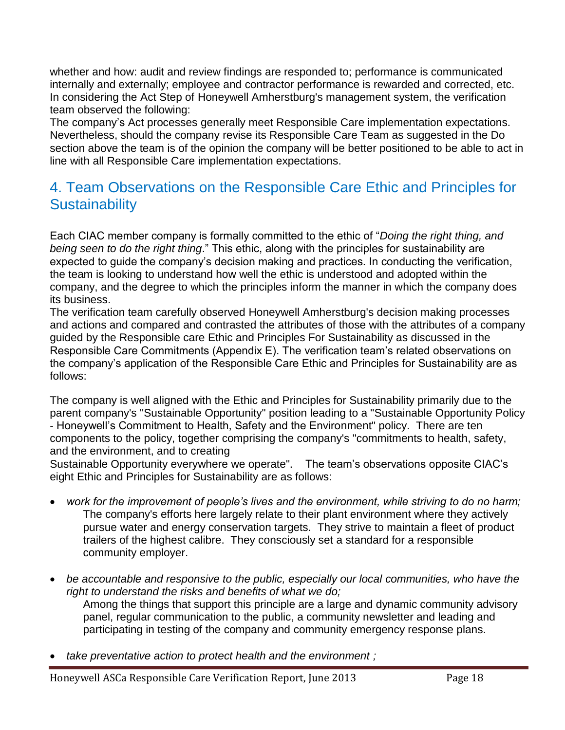whether and how: audit and review findings are responded to; performance is communicated internally and externally; employee and contractor performance is rewarded and corrected, etc. In considering the Act Step of Honeywell Amherstburg's management system, the verification team observed the following:

The company's Act processes generally meet Responsible Care implementation expectations. Nevertheless, should the company revise its Responsible Care Team as suggested in the Do section above the team is of the opinion the company will be better positioned to be able to act in line with all Responsible Care implementation expectations.

## 4. Team Observations on the Responsible Care Ethic and Principles for Sustainability

Each CIAC member company is formally committed to the ethic of "*Doing the right thing, and being seen to do the right thing*." This ethic, along with the principles for sustainability are expected to guide the company's decision making and practices. In conducting the verification, the team is looking to understand how well the ethic is understood and adopted within the company, and the degree to which the principles inform the manner in which the company does its business.

The verification team carefully observed Honeywell Amherstburg's decision making processes and actions and compared and contrasted the attributes of those with the attributes of a company guided by the Responsible care Ethic and Principles For Sustainability as discussed in the Responsible Care Commitments (Appendix E). The verification team's related observations on the company's application of the Responsible Care Ethic and Principles for Sustainability are as follows:

The company is well aligned with the Ethic and Principles for Sustainability primarily due to the parent company's "Sustainable Opportunity" position leading to a "Sustainable Opportunity Policy - Honeywell's Commitment to Health, Safety and the Environment" policy. There are ten components to the policy, together comprising the company's "commitments to health, safety, and the environment, and to creating Sustainable Opportunity everywhere we operate". The team's observations opposite CIAC's eight Ethic and Principles for Sustainability are as follows:

- *work for the improvement of people's lives and the environment, while striving to do no harm;*
  The company's efforts here largely relate to their plant environment where they actively pursue water and energy conservation targets. They strive to maintain a fleet of product trailers of the highest calibre. They consciously set a standard for a responsible community employer.

- *be accountable and responsive to the public, especially our local communities, who have the right to understand the risks and benefits of what we do;*
  Among the things that support this principle are a large and dynamic community advisory panel, regular communication to the public, a community newsletter and leading and participating in testing of the company and community emergency response plans.

- *take preventative action to protect health and the environment ;*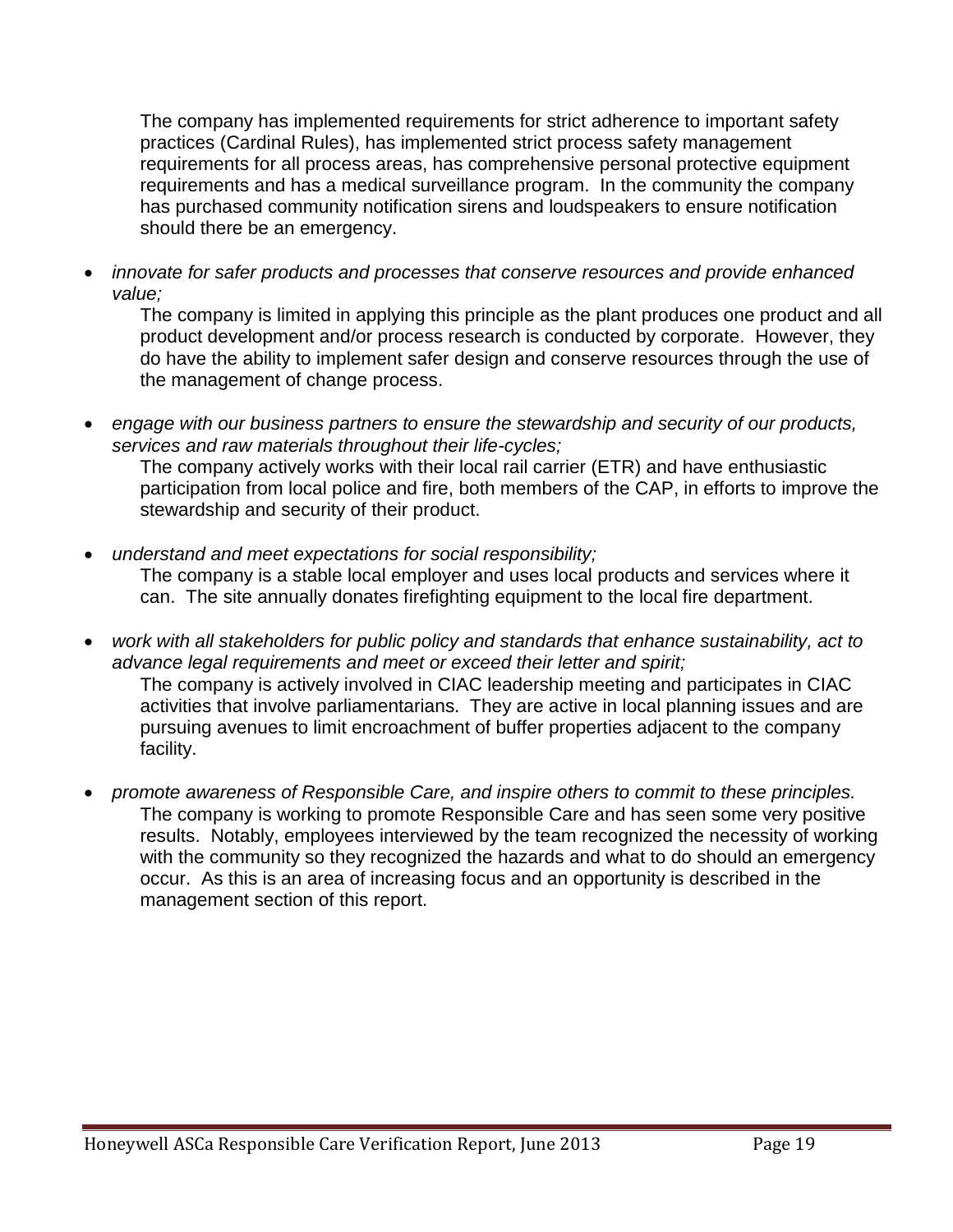The company has implemented requirements for strict adherence to important safety practices (Cardinal Rules), has implemented strict process safety management requirements for all process areas, has comprehensive personal protective equipment requirements and has a medical surveillance program. In the community the company has purchased community notification sirens and loudspeakers to ensure notification should there be an emergency.

- *innovate for safer products and processes that conserve resources and provide enhanced value;*

  The company is limited in applying this principle as the plant produces one product and all product development and/or process research is conducted by corporate. However, they do have the ability to implement safer design and conserve resources through the use of the management of change process.

- *engage with our business partners to ensure the stewardship and security of our products, services and raw materials throughout their life-cycles;*

  The company actively works with their local rail carrier (ETR) and have enthusiastic participation from local police and fire, both members of the CAP, in efforts to improve the stewardship and security of their product.

- *understand and meet expectations for social responsibility;*

  The company is a stable local employer and uses local products and services where it can. The site annually donates firefighting equipment to the local fire department.

- *work with all stakeholders for public policy and standards that enhance sustainability, act to advance legal requirements and meet or exceed their letter and spirit;*

  The company is actively involved in CIAC leadership meeting and participates in CIAC activities that involve parliamentarians. They are active in local planning issues and are pursuing avenues to limit encroachment of buffer properties adjacent to the company facility.

- *promote awareness of Responsible Care, and inspire others to commit to these principles.*

  The company is working to promote Responsible Care and has seen some very positive results. Notably, employees interviewed by the team recognized the necessity of working with the community so they recognized the hazards and what to do should an emergency occur. As this is an area of increasing focus and an opportunity is described in the management section of this report.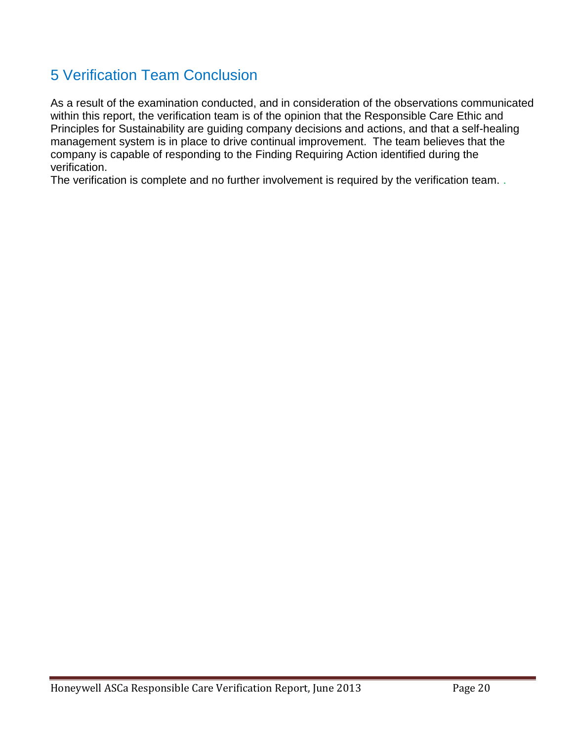# 5 Verification Team Conclusion

As a result of the examination conducted, and in consideration of the observations communicated within this report, the verification team is of the opinion that the Responsible Care Ethic and Principles for Sustainability are guiding company decisions and actions, and that a self-healing management system is in place to drive continual improvement. The team believes that the company is capable of responding to the Finding Requiring Action identified during the verification.

The verification is complete and no further involvement is required by the verification team. .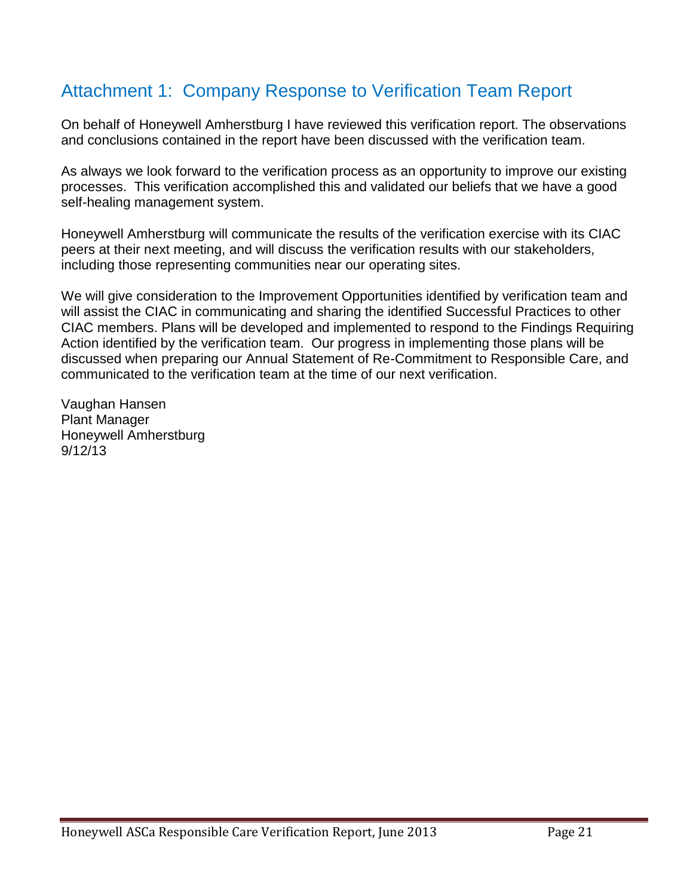## Attachment 1: Company Response to Verification Team Report

On behalf of Honeywell Amherstburg I have reviewed this verification report. The observations and conclusions contained in the report have been discussed with the verification team.

As always we look forward to the verification process as an opportunity to improve our existing processes. This verification accomplished this and validated our beliefs that we have a good self-healing management system.

Honeywell Amherstburg will communicate the results of the verification exercise with its CIAC peers at their next meeting, and will discuss the verification results with our stakeholders, including those representing communities near our operating sites.

We will give consideration to the Improvement Opportunities identified by verification team and will assist the CIAC in communicating and sharing the identified Successful Practices to other CIAC members. Plans will be developed and implemented to respond to the Findings Requiring Action identified by the verification team. Our progress in implementing those plans will be discussed when preparing our Annual Statement of Re-Commitment to Responsible Care, and communicated to the verification team at the time of our next verification.

Vaughan Hansen  
Plant Manager  
Honeywell Amherstburg  
9/12/13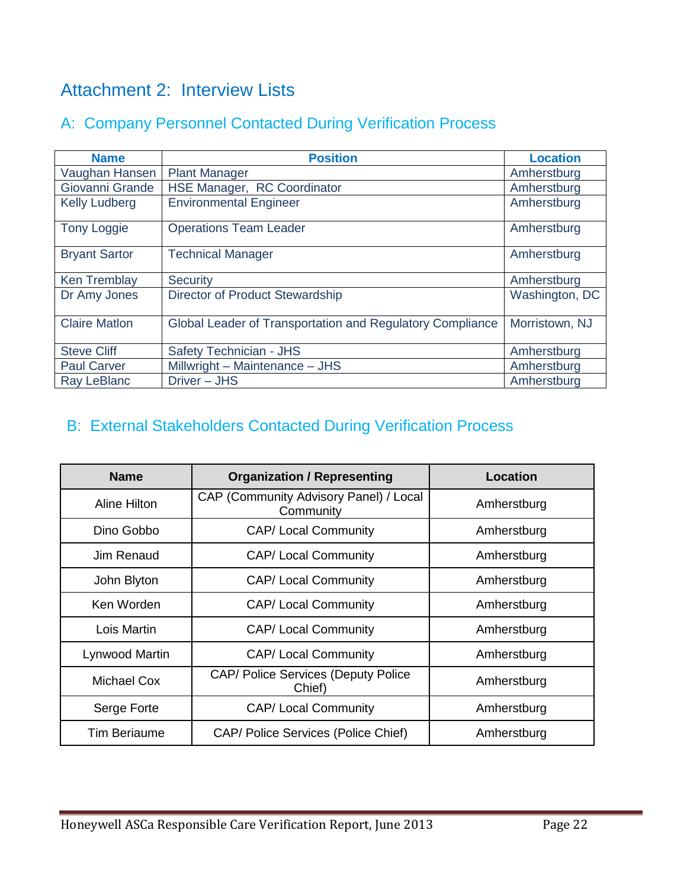# Attachment 2: Interview Lists

## A: Company Personnel Contacted During Verification Process

| Name | Position | Location |
|---|---|---|
| Vaughan Hansen | Plant Manager | Amherstburg |
| Giovanni Grande | HSE Manager, RC Coordinator | Amherstburg |
| Kelly Ludberg | Environmental Engineer | Amherstburg |
| Tony Loggie | Operations Team Leader | Amherstburg |
| Bryant Sartor | Technical Manager | Amherstburg |
| Ken Tremblay | Security | Amherstburg |
| Dr Amy Jones | Director of Product Stewardship | Washington, DC |
| Claire Matlon | Global Leader of Transportation and Regulatory Compliance | Morristown, NJ |
| Steve Cliff | Safety Technician - JHS | Amherstburg |
| Paul Carver | Millwright – Maintenance – JHS | Amherstburg |
| Ray LeBlanc | Driver – JHS | Amherstburg |

## B: External Stakeholders Contacted During Verification Process

| Name | Organization / Representing | Location |
|---|---|---|
| Aline Hilton | CAP (Community Advisory Panel) / Local Community | Amherstburg |
| Dino Gobbo | CAP/ Local Community | Amherstburg |
| Jim Renaud | CAP/ Local Community | Amherstburg |
| John Blyton | CAP/ Local Community | Amherstburg |
| Ken Worden | CAP/ Local Community | Amherstburg |
| Lois Martin | CAP/ Local Community | Amherstburg |
| Lynwood Martin | CAP/ Local Community | Amherstburg |
| Michael Cox | CAP/ Police Services (Deputy Police Chief) | Amherstburg |
| Serge Forte | CAP/ Local Community | Amherstburg |
| Tim Beriaume | CAP/ Police Services (Police Chief) | Amherstburg |